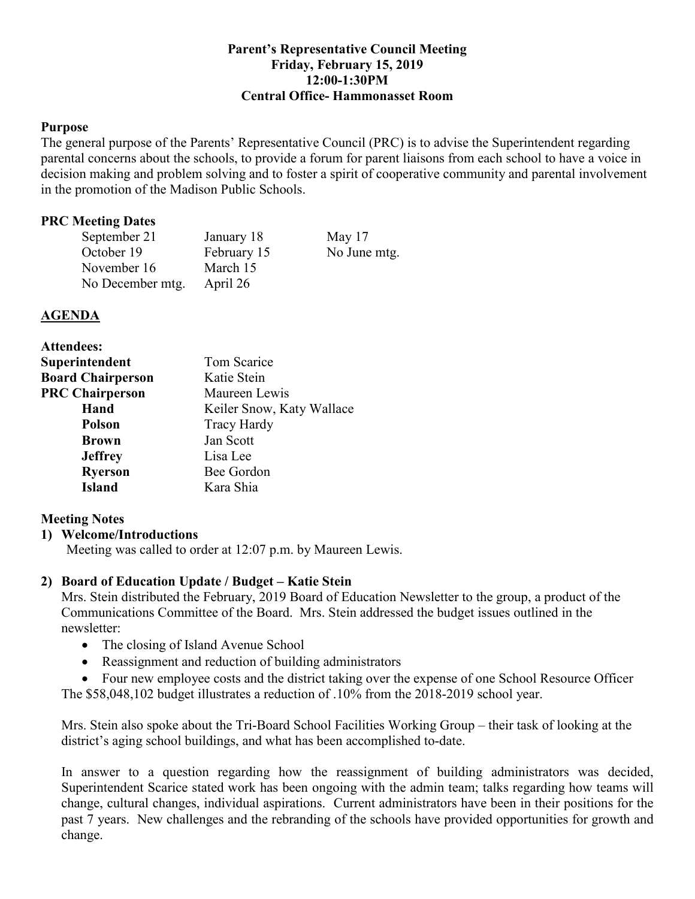**Parent's Representative Council Meeting**
**Friday, February 15, 2019**
**12:00-1:30PM**
**Central Office- Hammonasset Room**

**Purpose**

The general purpose of the Parents' Representative Council (PRC) is to advise the Superintendent regarding parental concerns about the schools, to provide a forum for parent liaisons from each school to have a voice in decision making and problem solving and to foster a spirit of cooperative community and parental involvement in the promotion of the Madison Public Schools.

**PRC Meeting Dates**

| | | |
|---|---|---|
| September 21 | January 18 | May 17 |
| October 19 | February 15 | No June mtg. |
| November 16 | March 15 | |
| No December mtg. | April 26 | |

**AGENDA**

**Attendees:**

| | |
|---|---|
| **Superintendent** | Tom Scarice |
| **Board Chairperson** | Katie Stein |
| **PRC Chairperson** | Maureen Lewis |
| **Hand** | Keiler Snow, Katy Wallace |
| **Polson** | Tracy Hardy |
| **Brown** | Jan Scott |
| **Jeffrey** | Lisa Lee |
| **Ryerson** | Bee Gordon |
| **Island** | Kara Shia |

**Meeting Notes**

**1) Welcome/Introductions**

Meeting was called to order at 12:07 p.m. by Maureen Lewis.

**2) Board of Education Update / Budget – Katie Stein**

Mrs. Stein distributed the February, 2019 Board of Education Newsletter to the group, a product of the Communications Committee of the Board. Mrs. Stein addressed the budget issues outlined in the newsletter:

- The closing of Island Avenue School
- Reassignment and reduction of building administrators
- Four new employee costs and the district taking over the expense of one School Resource Officer

The $58,048,102 budget illustrates a reduction of .10% from the 2018-2019 school year.

Mrs. Stein also spoke about the Tri-Board School Facilities Working Group – their task of looking at the district's aging school buildings, and what has been accomplished to-date.

In answer to a question regarding how the reassignment of building administrators was decided, Superintendent Scarice stated work has been ongoing with the admin team; talks regarding how teams will change, cultural changes, individual aspirations. Current administrators have been in their positions for the past 7 years. New challenges and the rebranding of the schools have provided opportunities for growth and change.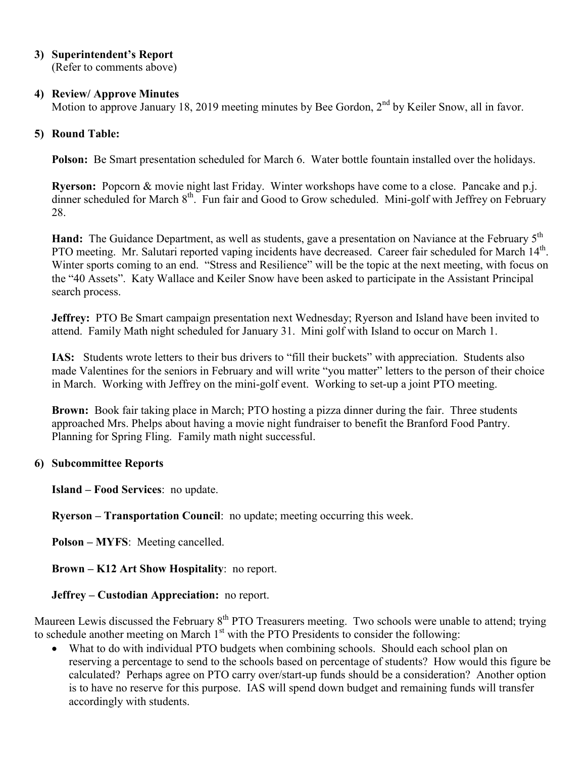3) **Superintendent's Report**
   (Refer to comments above)

4) **Review/ Approve Minutes**
   Motion to approve January 18, 2019 meeting minutes by Bee Gordon, 2nd by Keiler Snow, all in favor.

5) **Round Table:**

   **Polson:** Be Smart presentation scheduled for March 6. Water bottle fountain installed over the holidays.

   **Ryerson:** Popcorn & movie night last Friday. Winter workshops have come to a close. Pancake and p.j. dinner scheduled for March 8th. Fun fair and Good to Grow scheduled. Mini-golf with Jeffrey on February 28.

   **Hand:** The Guidance Department, as well as students, gave a presentation on Naviance at the February 5th PTO meeting. Mr. Salutari reported vaping incidents have decreased. Career fair scheduled for March 14th. Winter sports coming to an end. "Stress and Resilience" will be the topic at the next meeting, with focus on the "40 Assets". Katy Wallace and Keiler Snow have been asked to participate in the Assistant Principal search process.

   **Jeffrey:** PTO Be Smart campaign presentation next Wednesday; Ryerson and Island have been invited to attend. Family Math night scheduled for January 31. Mini golf with Island to occur on March 1.

   **IAS:** Students wrote letters to their bus drivers to "fill their buckets" with appreciation. Students also made Valentines for the seniors in February and will write "you matter" letters to the person of their choice in March. Working with Jeffrey on the mini-golf event. Working to set-up a joint PTO meeting.

   **Brown:** Book fair taking place in March; PTO hosting a pizza dinner during the fair. Three students approached Mrs. Phelps about having a movie night fundraiser to benefit the Branford Food Pantry. Planning for Spring Fling. Family math night successful.

6) **Subcommittee Reports**

   **Island – Food Services**: no update.

   **Ryerson – Transportation Council**: no update; meeting occurring this week.

   **Polson – MYFS**: Meeting cancelled.

   **Brown – K12 Art Show Hospitality**: no report.

   **Jeffrey – Custodian Appreciation:** no report.

Maureen Lewis discussed the February 8th PTO Treasurers meeting. Two schools were unable to attend; trying to schedule another meeting on March 1st with the PTO Presidents to consider the following:

- What to do with individual PTO budgets when combining schools. Should each school plan on reserving a percentage to send to the schools based on percentage of students? How would this figure be calculated? Perhaps agree on PTO carry over/start-up funds should be a consideration? Another option is to have no reserve for this purpose. IAS will spend down budget and remaining funds will transfer accordingly with students.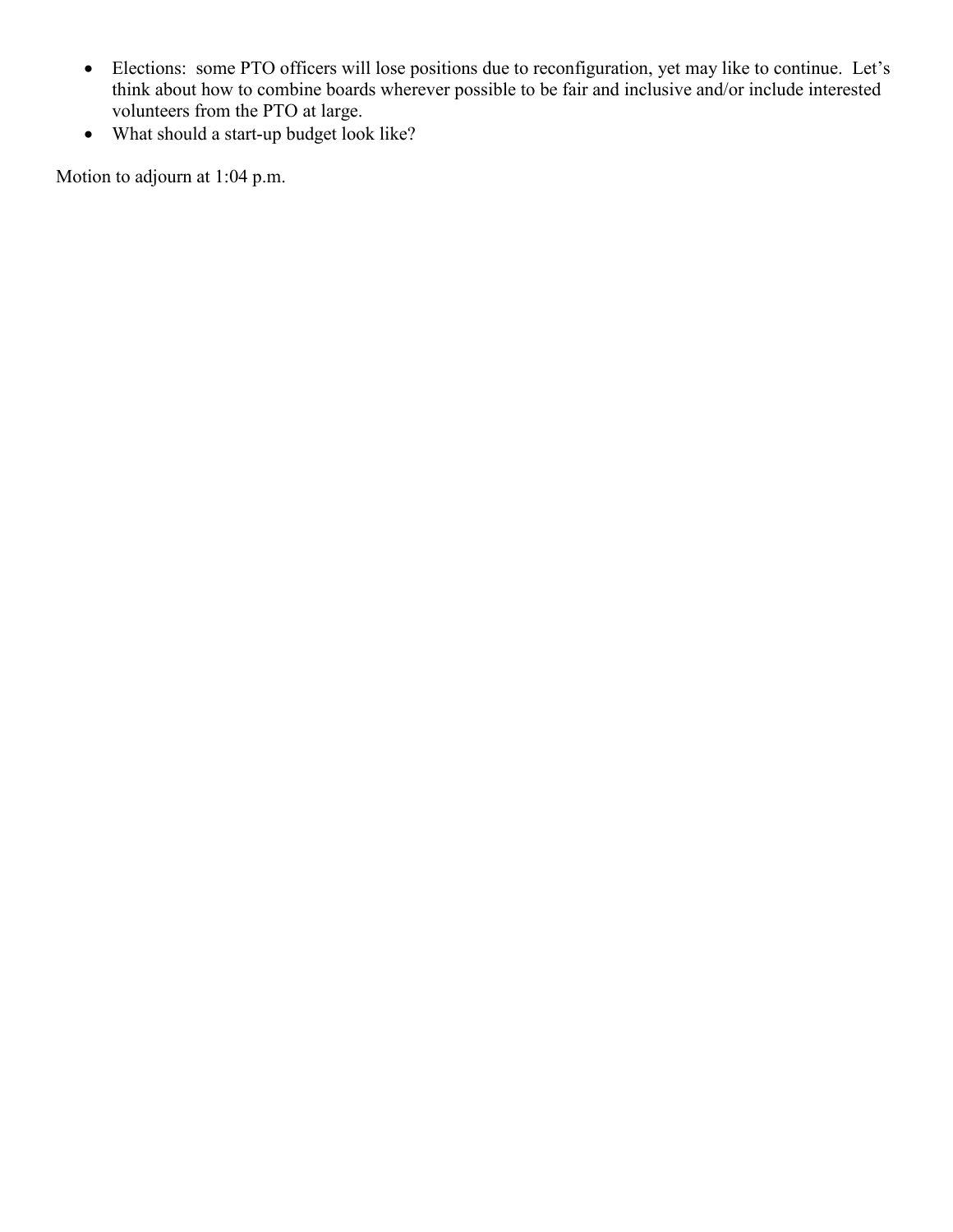- Elections: some PTO officers will lose positions due to reconfiguration, yet may like to continue. Let's think about how to combine boards wherever possible to be fair and inclusive and/or include interested volunteers from the PTO at large.
- What should a start-up budget look like?

Motion to adjourn at 1:04 p.m.